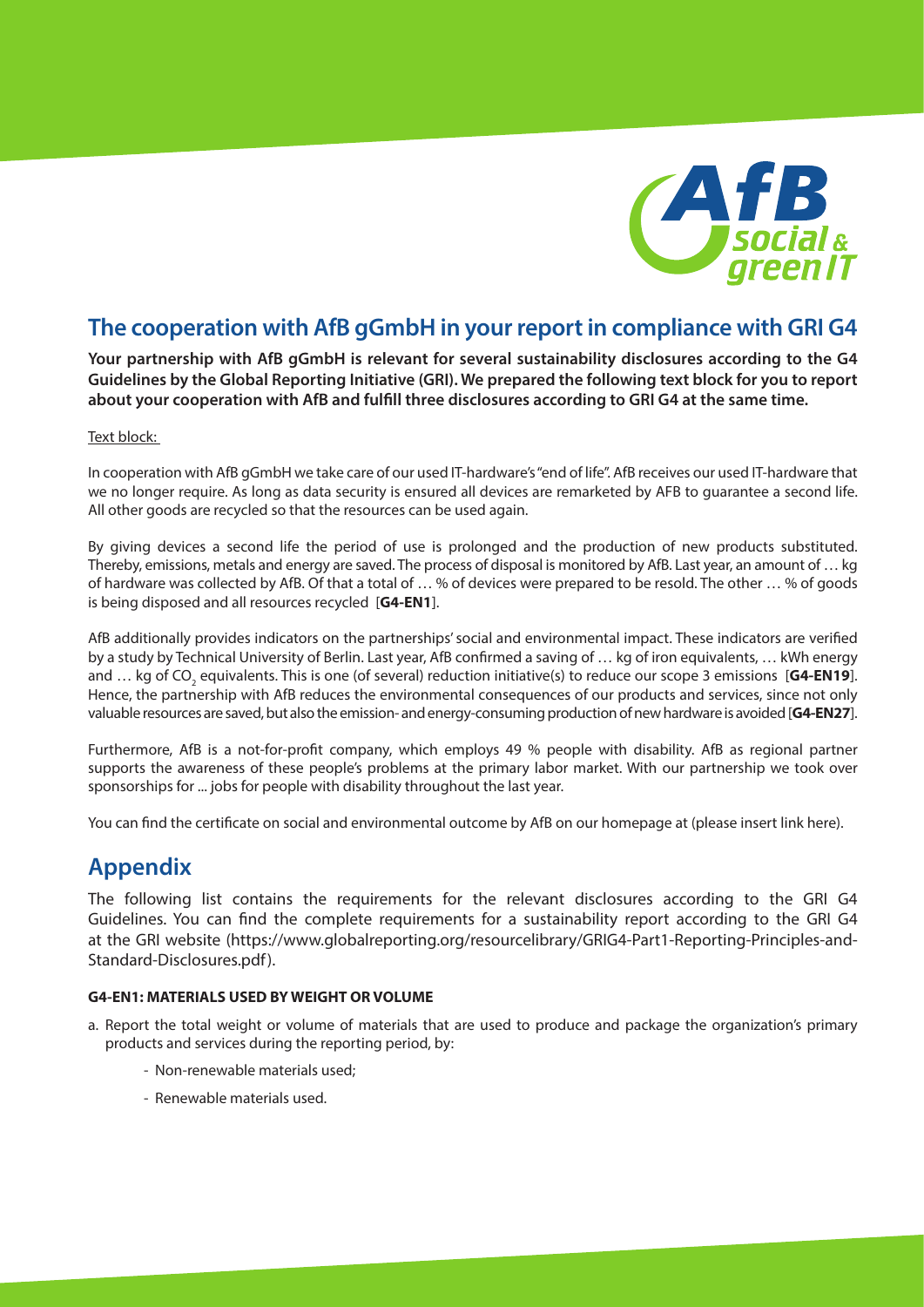## The cooperation with AfB gGmbH in your report in compliance with GRI G4

**Your partnership with AfB gGmbH is relevant for several sustainability disclosures according to the G4 Guidelines by the Global Reporting Initiative (GRI). We prepared the following text block for you to report about your cooperation with AfB and fulfill three disclosures according to GRI G4 at the same time.**

Text block:

In cooperation with AfB gGmbH we take care of our used IT-hardware's "end of life". AfB receives our used IT-hardware that we no longer require. As long as data security is ensured all devices are remarketed by AFB to guarantee a second life. All other goods are recycled so that the resources can be used again.

By giving devices a second life the period of use is prolonged and the production of new products substituted. Thereby, emissions, metals and energy are saved. The process of disposal is monitored by AfB. Last year, an amount of … kg of hardware was collected by AfB. Of that a total of … % of devices were prepared to be resold. The other … % of goods is being disposed and all resources recycled [**G4-EN1**].

AfB additionally provides indicators on the partnerships' social and environmental impact. These indicators are verified by a study by Technical University of Berlin. Last year, AfB confirmed a saving of … kg of iron equivalents, … kWh energy and … kg of $CO_2$ equivalents. This is one (of several) reduction initiative(s) to reduce our scope 3 emissions [**G4-EN19**]. Hence, the partnership with AfB reduces the environmental consequences of our products and services, since not only valuable resources are saved, but also the emission- and energy-consuming production of new hardware is avoided [**G4-EN27**].

Furthermore, AfB is a not-for-profit company, which employs 49 % people with disability. AfB as regional partner supports the awareness of these people's problems at the primary labor market. With our partnership we took over sponsorships for ... jobs for people with disability throughout the last year.

You can find the certificate on social and environmental outcome by AfB on our homepage at (please insert link here).

## Appendix

The following list contains the requirements for the relevant disclosures according to the GRI G4 Guidelines. You can find the complete requirements for a sustainability report according to the GRI G4 at the GRI website (https://www.globalreporting.org/resourcelibrary/GRIG4-Part1-Reporting-Principles-and-Standard-Disclosures.pdf).

**G4-EN1: MATERIALS USED BY WEIGHT OR VOLUME**

a. Report the total weight or volume of materials that are used to produce and package the organization's primary products and services during the reporting period, by:
   - Non-renewable materials used;
   - Renewable materials used.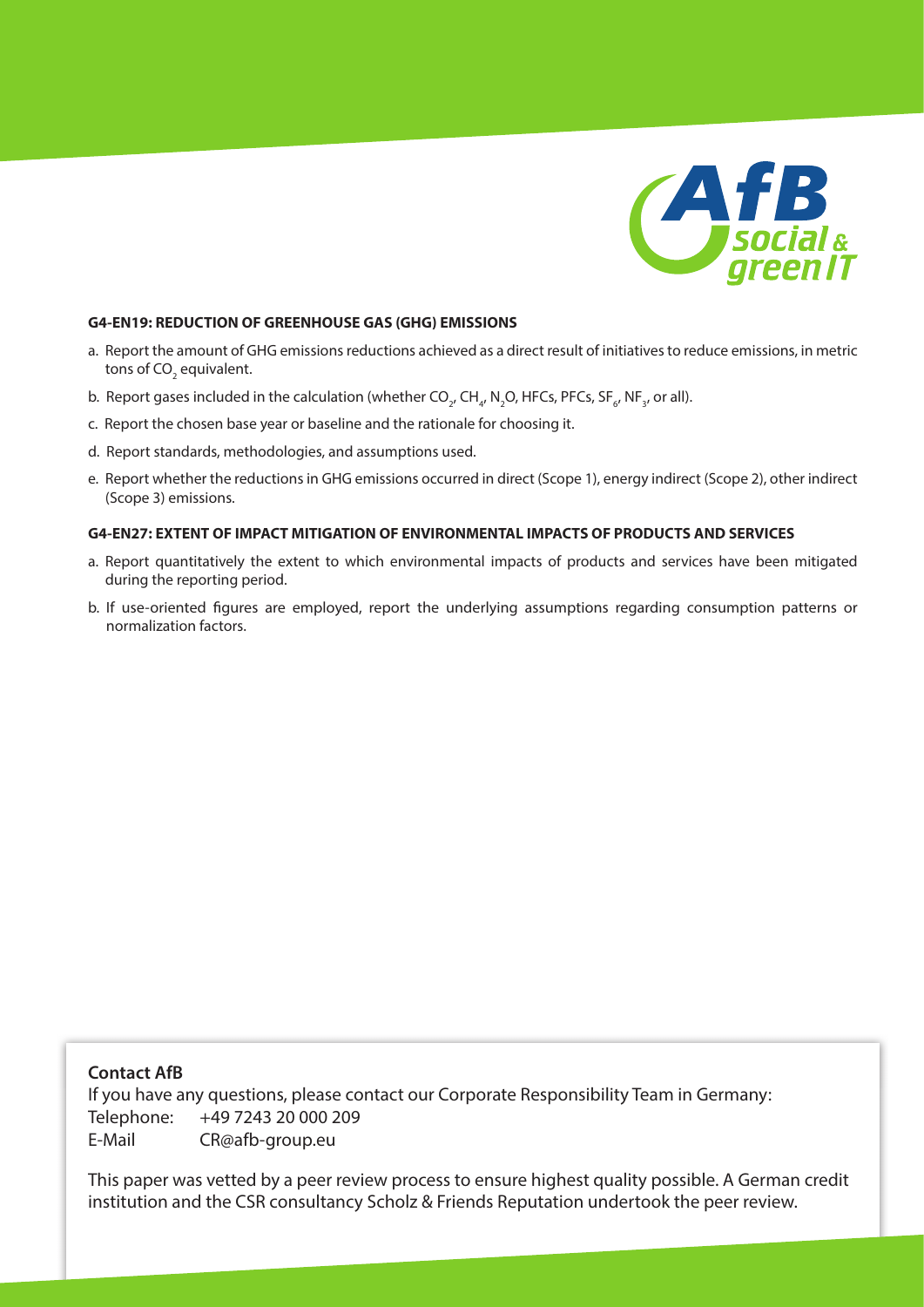### G4-EN19: REDUCTION OF GREENHOUSE GAS (GHG) EMISSIONS

a. Report the amount of GHG emissions reductions achieved as a direct result of initiatives to reduce emissions, in metric tons of $CO_2$ equivalent.

b. Report gases included in the calculation (whether $CO_2$, $CH_4$, $N_2O$, HFCs, PFCs, $SF_6$, $NF_3$, or all).

c. Report the chosen base year or baseline and the rationale for choosing it.

d. Report standards, methodologies, and assumptions used.

e. Report whether the reductions in GHG emissions occurred in direct (Scope 1), energy indirect (Scope 2), other indirect (Scope 3) emissions.

### G4-EN27: EXTENT OF IMPACT MITIGATION OF ENVIRONMENTAL IMPACTS OF PRODUCTS AND SERVICES

a. Report quantitatively the extent to which environmental impacts of products and services have been mitigated during the reporting period.

b. If use-oriented figures are employed, report the underlying assumptions regarding consumption patterns or normalization factors.

**Contact AfB**

If you have any questions, please contact our Corporate Responsibility Team in Germany:

Telephone: +49 7243 20 000 209

E-Mail CR@afb-group.eu

This paper was vetted by a peer review process to ensure highest quality possible. A German credit institution and the CSR consultancy Scholz & Friends Reputation undertook the peer review.